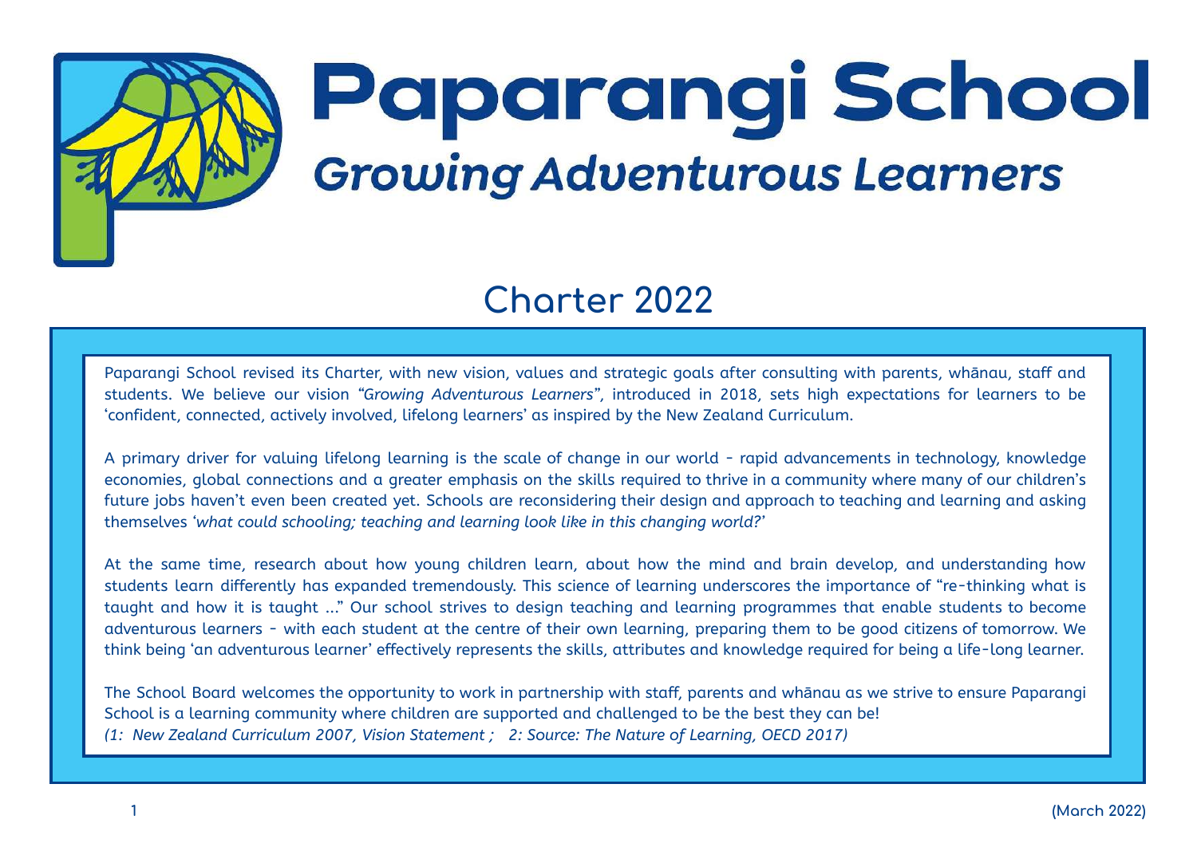# Paparangi School

## *Growing Adventurous Learners*

## Charter 2022

Paparangi School revised its Charter, with new vision, values and strategic goals after consulting with parents, whānau, staff and students. We believe our vision *"Growing Adventurous Learners"*, introduced in 2018, sets high expectations for learners to be 'confident, connected, actively involved, lifelong learners' as inspired by the New Zealand Curriculum.

A primary driver for valuing lifelong learning is the scale of change in our world - rapid advancements in technology, knowledge economies, global connections and a greater emphasis on the skills required to thrive in a community where many of our children's future jobs haven't even been created yet. Schools are reconsidering their design and approach to teaching and learning and asking themselves *'what could schooling; teaching and learning look like in this changing world?'*

At the same time, research about how young children learn, about how the mind and brain develop, and understanding how students learn differently has expanded tremendously. This science of learning underscores the importance of "re-thinking what is taught and how it is taught ..." Our school strives to design teaching and learning programmes that enable students to become adventurous learners - with each student at the centre of their own learning, preparing them to be good citizens of tomorrow. We think being 'an adventurous learner' effectively represents the skills, attributes and knowledge required for being a life-long learner.

The School Board welcomes the opportunity to work in partnership with staff, parents and whānau as we strive to ensure Paparangi School is a learning community where children are supported and challenged to be the best they can be!
*(1: New Zealand Curriculum 2007, Vision Statement ; 2: Source: The Nature of Learning, OECD 2017)*

(March 2022)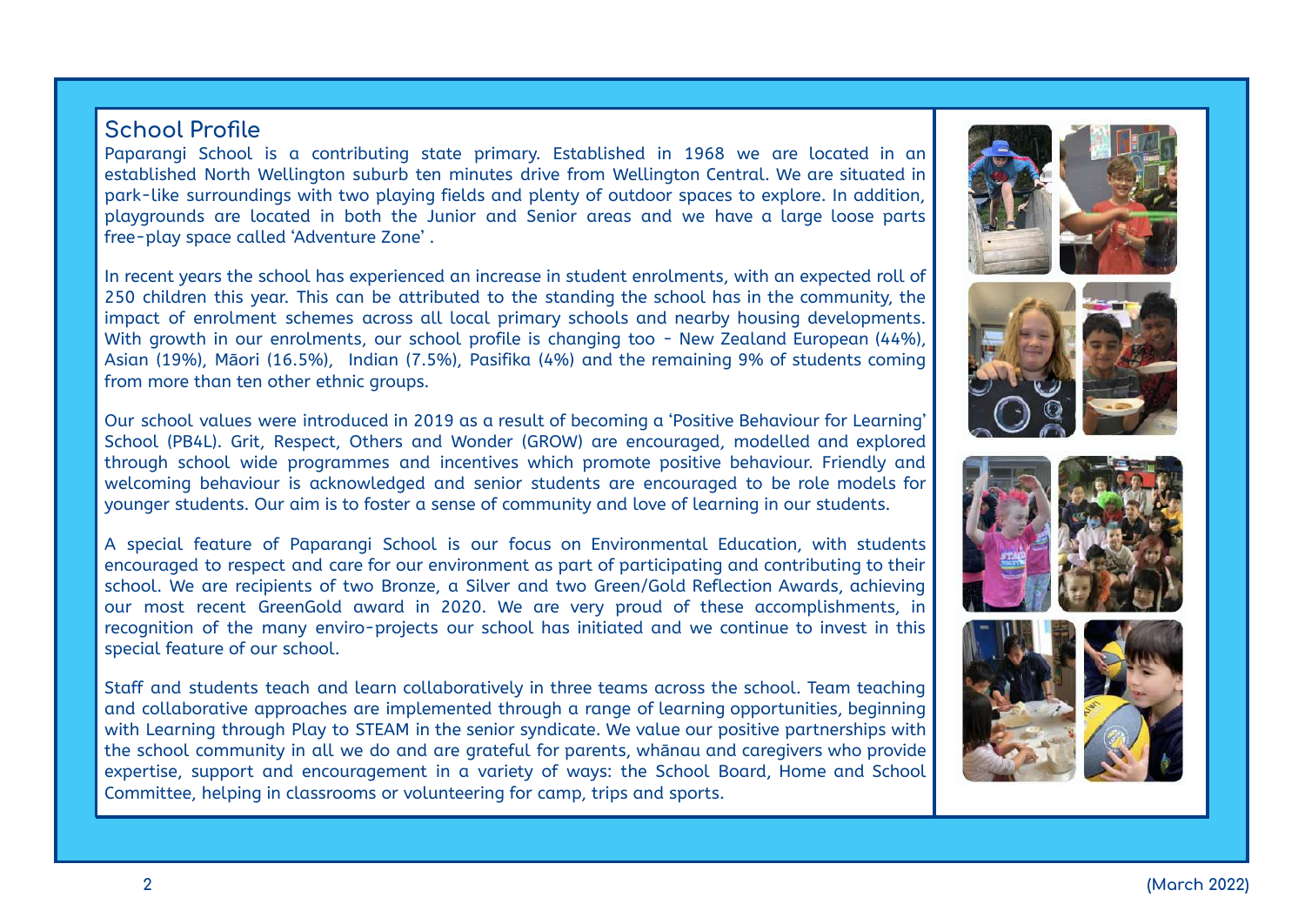## School Profile

Paparangi School is a contributing state primary. Established in 1968 we are located in an established North Wellington suburb ten minutes drive from Wellington Central. We are situated in park-like surroundings with two playing fields and plenty of outdoor spaces to explore. In addition, playgrounds are located in both the Junior and Senior areas and we have a large loose parts free-play space called 'Adventure Zone' .

In recent years the school has experienced an increase in student enrolments, with an expected roll of 250 children this year. This can be attributed to the standing the school has in the community, the impact of enrolment schemes across all local primary schools and nearby housing developments. With growth in our enrolments, our school profile is changing too - New Zealand European (44%), Asian (19%), Māori (16.5%), Indian (7.5%), Pasifika (4%) and the remaining 9% of students coming from more than ten other ethnic groups.

Our school values were introduced in 2019 as a result of becoming a 'Positive Behaviour for Learning' School (PB4L). Grit, Respect, Others and Wonder (GROW) are encouraged, modelled and explored through school wide programmes and incentives which promote positive behaviour. Friendly and welcoming behaviour is acknowledged and senior students are encouraged to be role models for younger students. Our aim is to foster a sense of community and love of learning in our students.

A special feature of Paparangi School is our focus on Environmental Education, with students encouraged to respect and care for our environment as part of participating and contributing to their school. We are recipients of two Bronze, a Silver and two Green/Gold Reflection Awards, achieving our most recent GreenGold award in 2020. We are very proud of these accomplishments, in recognition of the many enviro-projects our school has initiated and we continue to invest in this special feature of our school.

Staff and students teach and learn collaboratively in three teams across the school. Team teaching and collaborative approaches are implemented through a range of learning opportunities, beginning with Learning through Play to STEAM in the senior syndicate. We value our positive partnerships with the school community in all we do and are grateful for parents, whānau and caregivers who provide expertise, support and encouragement in a variety of ways: the School Board, Home and School Committee, helping in classrooms or volunteering for camp, trips and sports.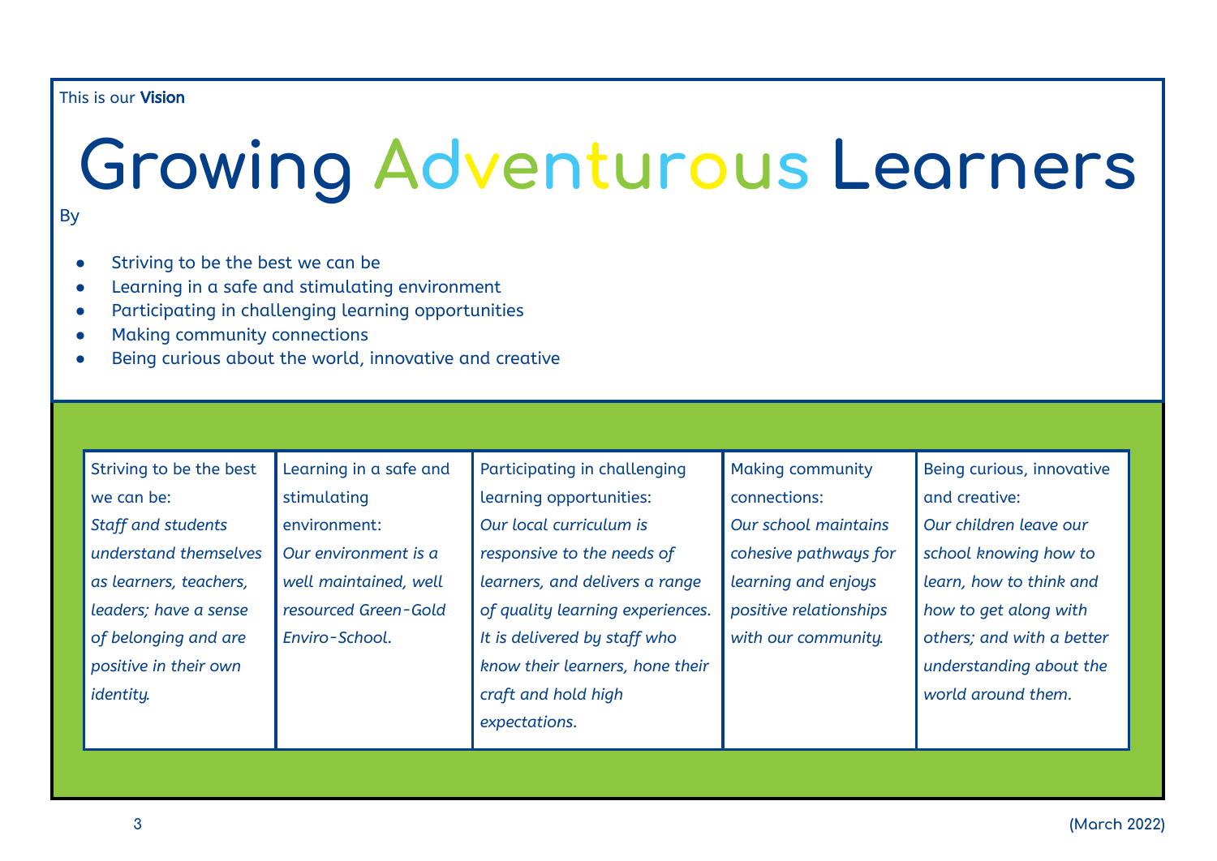This is our **Vision**

# Growing Adventurous Learners

By

- Striving to be the best we can be
- Learning in a safe and stimulating environment
- Participating in challenging learning opportunities
- Making community connections
- Being curious about the world, innovative and creative

| Striving to be the best we can be: *Staff and students understand themselves as learners, teachers, leaders; have a sense of belonging and are positive in their own identity.* | Learning in a safe and stimulating environment: *Our environment is a well maintained, well resourced Green-Gold Enviro-School.* | Participating in challenging learning opportunities: *Our local curriculum is responsive to the needs of learners, and delivers a range of quality learning experiences. It is delivered by staff who know their learners, hone their craft and hold high expectations.* | Making community connections: *Our school maintains cohesive pathways for learning and enjoys positive relationships with our community.* | Being curious, innovative and creative: *Our children leave our school knowing how to learn, how to think and how to get along with others; and with a better understanding about the world around them.* |
|---|---|---|---|---|

(March 2022)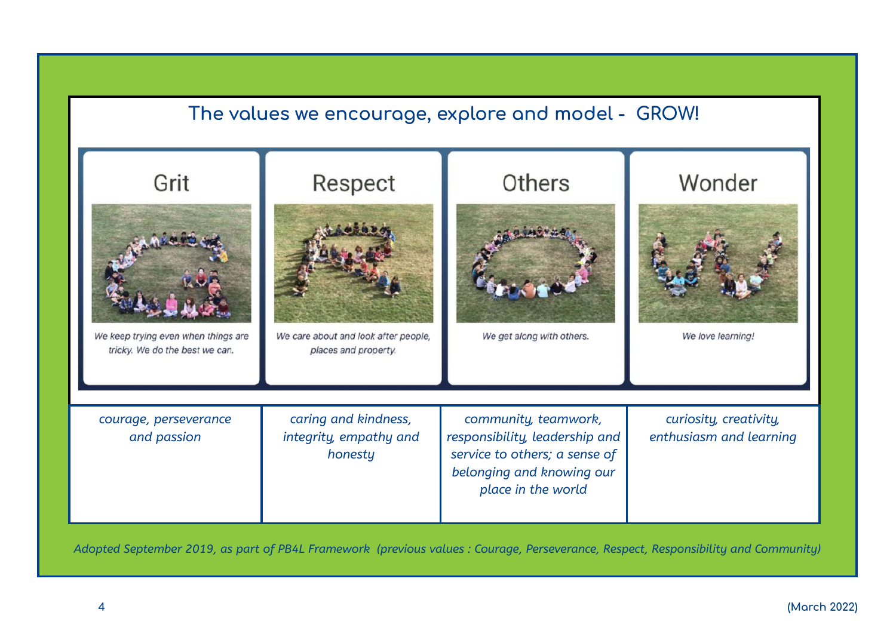## The values we encourage, explore and model - GROW!

| Grit | Respect | Others | Wonder |
|---|---|---|---|
| We keep trying even when things are tricky. We do the best we can. | We care about and look after people, places and property. | We get along with others. | We love learning! |
| *courage, perseverance and passion* | *caring and kindness, integrity, empathy and honesty* | *community, teamwork, responsibility, leadership and service to others; a sense of belonging and knowing our place in the world* | *curiosity, creativity, enthusiasm and learning* |

*Adopted September 2019, as part of PB4L Framework (previous values : Courage, Perseverance, Respect, Responsibility and Community)*

(March 2022)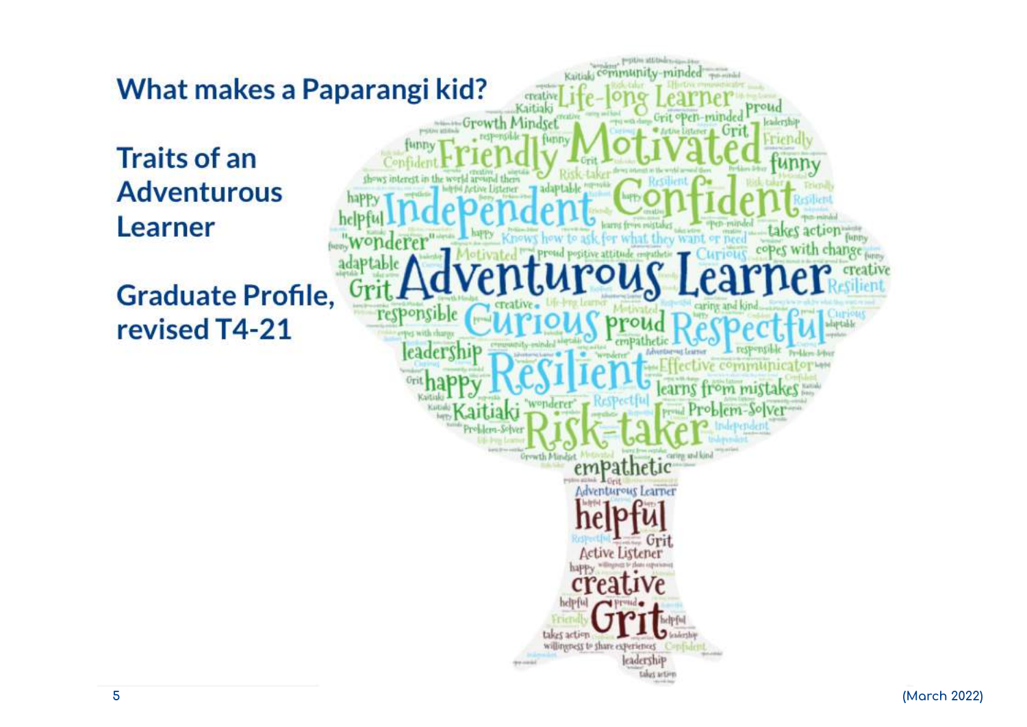## What makes a Paparangi kid?

## Traits of an Adventurous Learner

## Graduate Profile, revised T4-21

Life-long Learner, Growth Mindset, Friendly, Motivated, Independent, Confident, "wonderer", Adventurous Learner, Grit, responsible, Curious, proud, Respectful, leadership, happy, Resilient, Effective communicator, learns from mistakes, Kaitiaki, Risk-taker, Problem-Solver, empathetic, helpful, Active Listener, creative, community-minded, open-minded, funny, takes action, copes with change, adaptable, caring and kind, Knows how to ask for what they want or need, shows interest in the world around them, positive attitude, willingness to share experiences

(March 2022)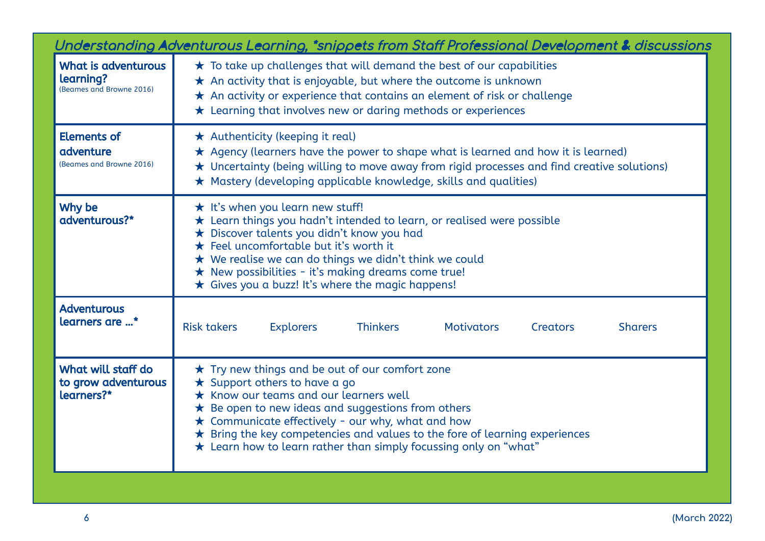## *Understanding Adventurous Learning, \*snippets from Staff Professional Development & discussions*

| | |
|---|---|
| **What is adventurous learning?** (Beames and Browne 2016) | ★ To take up challenges that will demand the best of our capabilities<br>★ An activity that is enjoyable, but where the outcome is unknown<br>★ An activity or experience that contains an element of risk or challenge<br>★ Learning that involves new or daring methods or experiences |
| **Elements of adventure** (Beames and Browne 2016) | ★ Authenticity (keeping it real)<br>★ Agency (learners have the power to shape what is learned and how it is learned)<br>★ Uncertainty (being willing to move away from rigid processes and find creative solutions)<br>★ Mastery (developing applicable knowledge, skills and qualities) |
| **Why be adventurous?*** | ★ It's when you learn new stuff!<br>★ Learn things you hadn't intended to learn, or realised were possible<br>★ Discover talents you didn't know you had<br>★ Feel uncomfortable but it's worth it<br>★ We realise we can do things we didn't think we could<br>★ New possibilities - it's making dreams come true!<br>★ Gives you a buzz! It's where the magic happens! |
| **Adventurous learners are …*** | Risk takers, Explorers, Thinkers, Motivators, Creators, Sharers |
| **What will staff do to grow adventurous learners?*** | ★ Try new things and be out of our comfort zone<br>★ Support others to have a go<br>★ Know our teams and our learners well<br>★ Be open to new ideas and suggestions from others<br>★ Communicate effectively - our why, what and how<br>★ Bring the key competencies and values to the fore of learning experiences<br>★ Learn how to learn rather than simply focussing only on "what" |

(March 2022)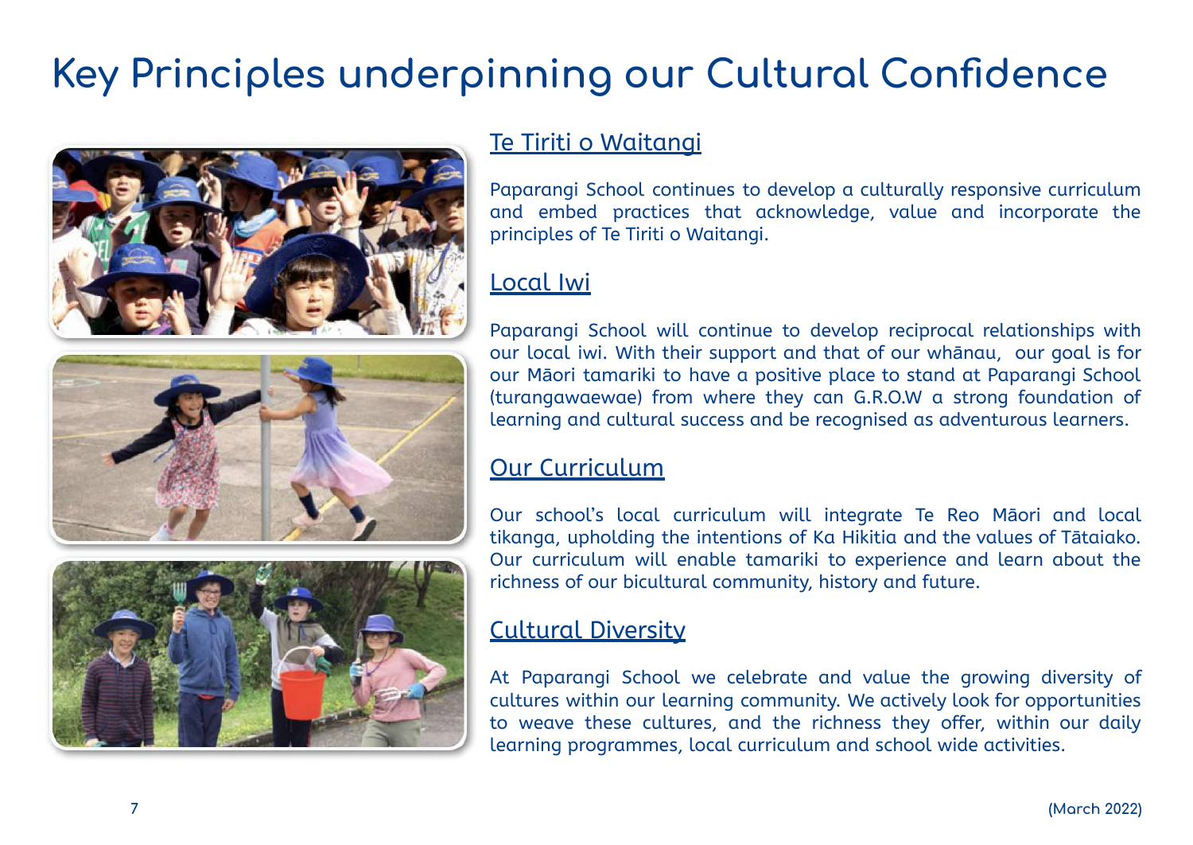# Key Principles underpinning our Cultural Confidence

## Te Tiriti o Waitangi

Paparangi School continues to develop a culturally responsive curriculum and embed practices that acknowledge, value and incorporate the principles of Te Tiriti o Waitangi.

## Local Iwi

Paparangi School will continue to develop reciprocal relationships with our local iwi. With their support and that of our whānau, our goal is for our Māori tamariki to have a positive place to stand at Paparangi School (turangawaewae) from where they can G.R.O.W a strong foundation of learning and cultural success and be recognised as adventurous learners.

## Our Curriculum

Our school's local curriculum will integrate Te Reo Māori and local tikanga, upholding the intentions of Ka Hikitia and the values of Tātaiako. Our curriculum will enable tamariki to experience and learn about the richness of our bicultural community, history and future.

## Cultural Diversity

At Paparangi School we celebrate and value the growing diversity of cultures within our learning community. We actively look for opportunities to weave these cultures, and the richness they offer, within our daily learning programmes, local curriculum and school wide activities.

(March 2022)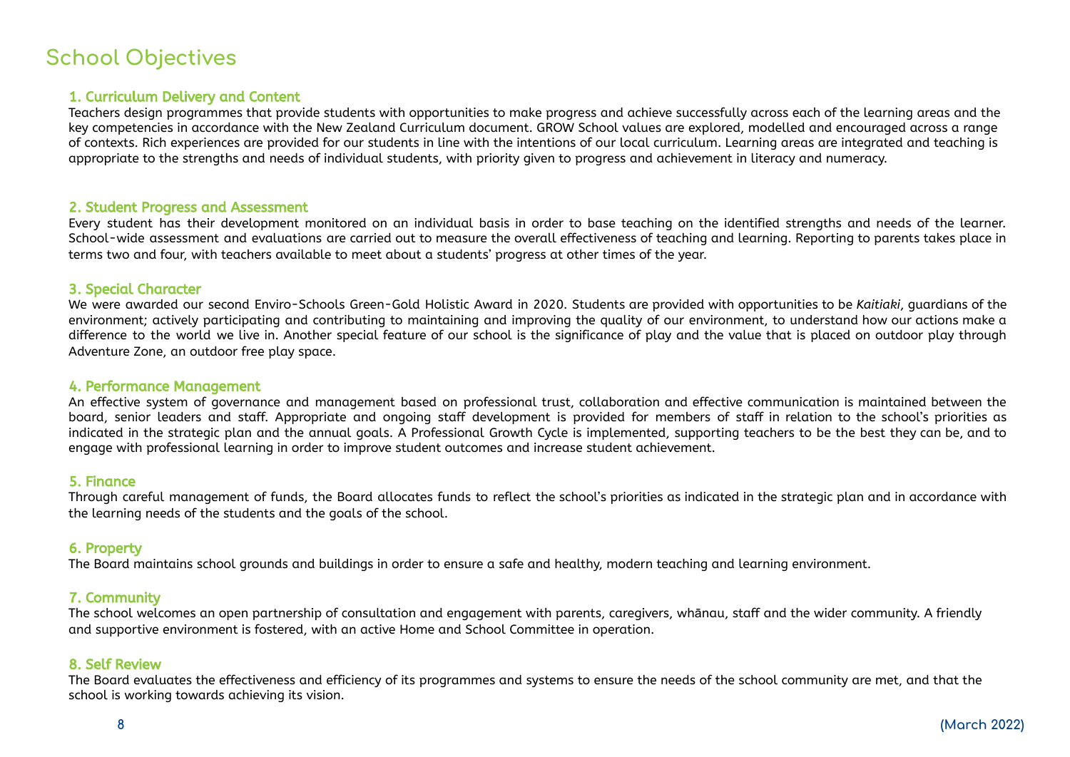# School Objectives

### 1. Curriculum Delivery and Content

Teachers design programmes that provide students with opportunities to make progress and achieve successfully across each of the learning areas and the key competencies in accordance with the New Zealand Curriculum document. GROW School values are explored, modelled and encouraged across a range of contexts. Rich experiences are provided for our students in line with the intentions of our local curriculum. Learning areas are integrated and teaching is appropriate to the strengths and needs of individual students, with priority given to progress and achievement in literacy and numeracy.

### 2. Student Progress and Assessment

Every student has their development monitored on an individual basis in order to base teaching on the identified strengths and needs of the learner. School-wide assessment and evaluations are carried out to measure the overall effectiveness of teaching and learning. Reporting to parents takes place in terms two and four, with teachers available to meet about a students' progress at other times of the year.

### 3. Special Character

We were awarded our second Enviro-Schools Green-Gold Holistic Award in 2020. Students are provided with opportunities to be *Kaitiaki*, guardians of the environment; actively participating and contributing to maintaining and improving the quality of our environment, to understand how our actions make a difference to the world we live in. Another special feature of our school is the significance of play and the value that is placed on outdoor play through Adventure Zone, an outdoor free play space.

### 4. Performance Management

An effective system of governance and management based on professional trust, collaboration and effective communication is maintained between the board, senior leaders and staff. Appropriate and ongoing staff development is provided for members of staff in relation to the school's priorities as indicated in the strategic plan and the annual goals. A Professional Growth Cycle is implemented, supporting teachers to be the best they can be, and to engage with professional learning in order to improve student outcomes and increase student achievement.

### 5. Finance

Through careful management of funds, the Board allocates funds to reflect the school's priorities as indicated in the strategic plan and in accordance with the learning needs of the students and the goals of the school.

### 6. Property

The Board maintains school grounds and buildings in order to ensure a safe and healthy, modern teaching and learning environment.

### 7. Community

The school welcomes an open partnership of consultation and engagement with parents, caregivers, whānau, staff and the wider community. A friendly and supportive environment is fostered, with an active Home and School Committee in operation.

### 8. Self Review

The Board evaluates the effectiveness and efficiency of its programmes and systems to ensure the needs of the school community are met, and that the school is working towards achieving its vision.

(March 2022)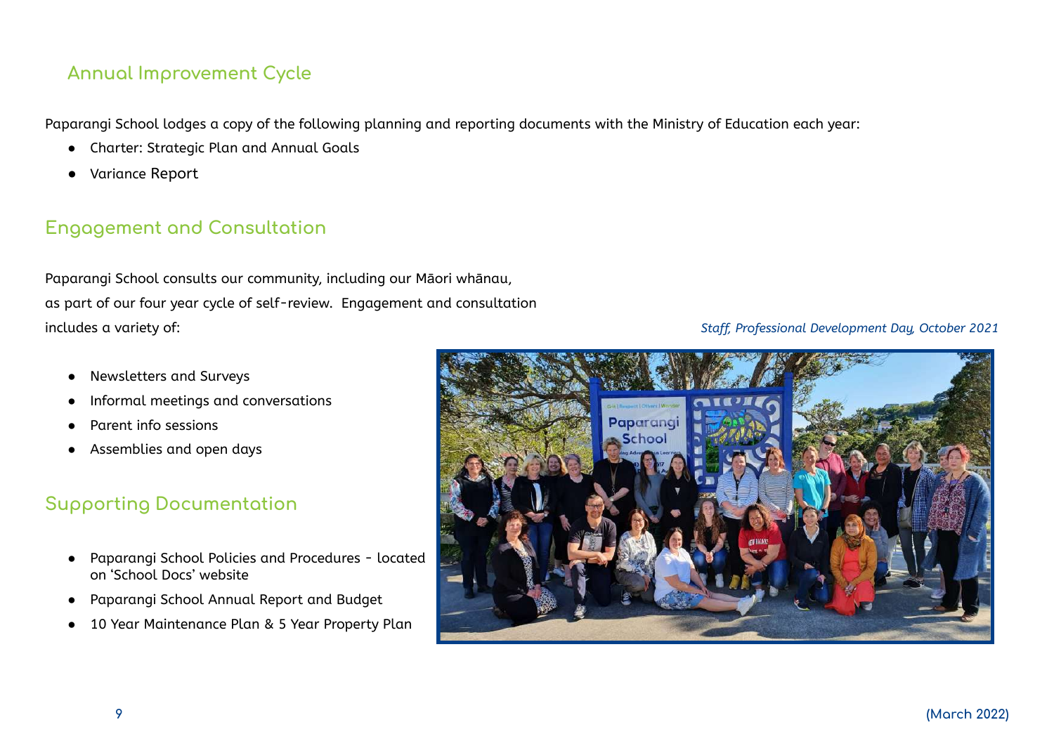## Annual Improvement Cycle

Paparangi School lodges a copy of the following planning and reporting documents with the Ministry of Education each year:

- Charter: Strategic Plan and Annual Goals
- Variance Report

## Engagement and Consultation

Paparangi School consults our community, including our Māori whānau, as part of our four year cycle of self-review. Engagement and consultation includes a variety of:

- Newsletters and Surveys
- Informal meetings and conversations
- Parent info sessions
- Assemblies and open days

*Staff, Professional Development Day, October 2021*

## Supporting Documentation

- Paparangi School Policies and Procedures - located on 'School Docs' website
- Paparangi School Annual Report and Budget
- 10 Year Maintenance Plan & 5 Year Property Plan

(March 2022)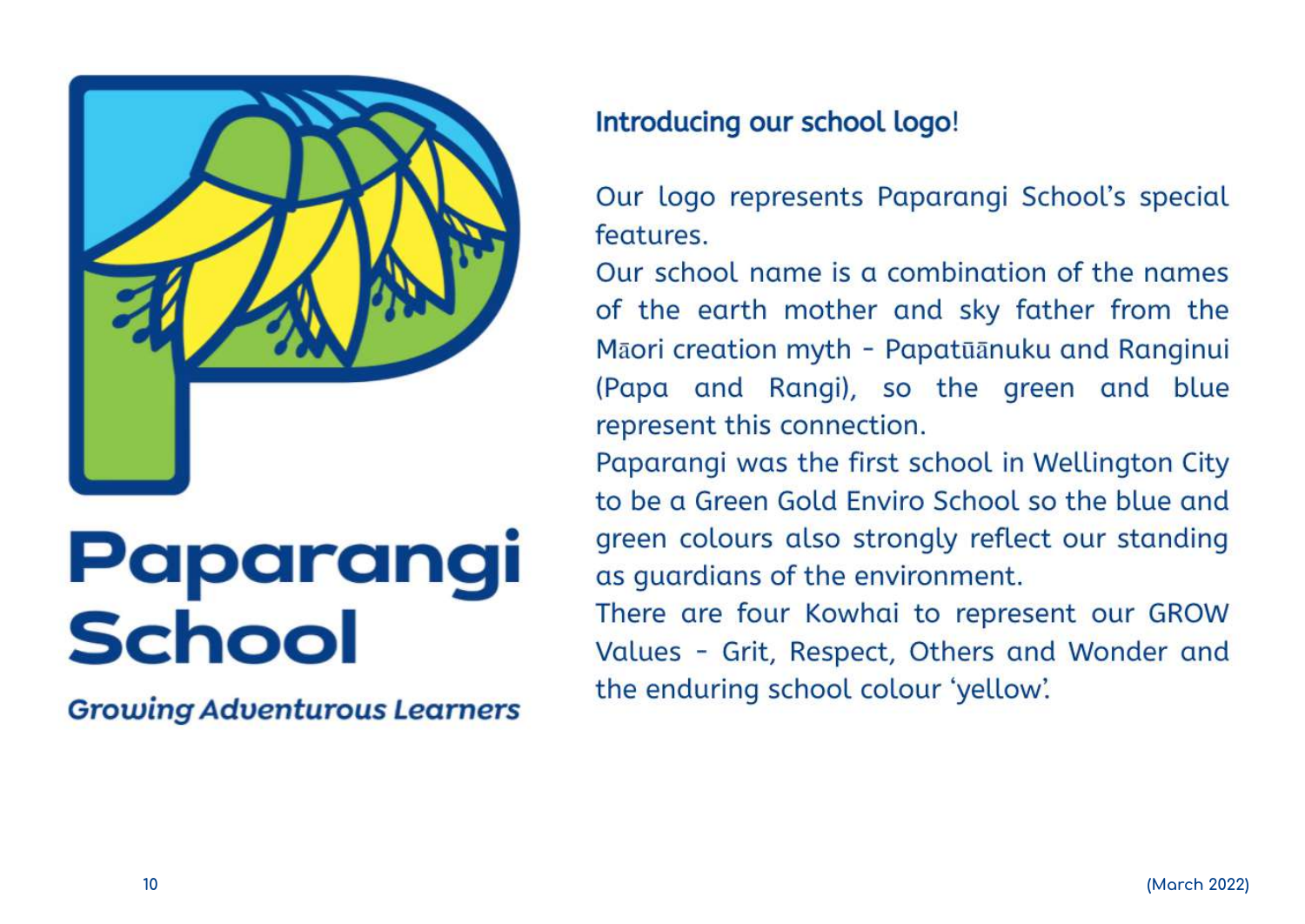# Paparangi School

***Growing Adventurous Learners***

## Introducing our school logo!

Our logo represents Paparangi School's special features.

Our school name is a combination of the names of the earth mother and sky father from the Māori creation myth - Papatūānuku and Ranginui (Papa and Rangi), so the green and blue represent this connection.

Paparangi was the first school in Wellington City to be a Green Gold Enviro School so the blue and green colours also strongly reflect our standing as guardians of the environment.

There are four Kowhai to represent our GROW Values - Grit, Respect, Others and Wonder and the enduring school colour 'yellow'.

(March 2022)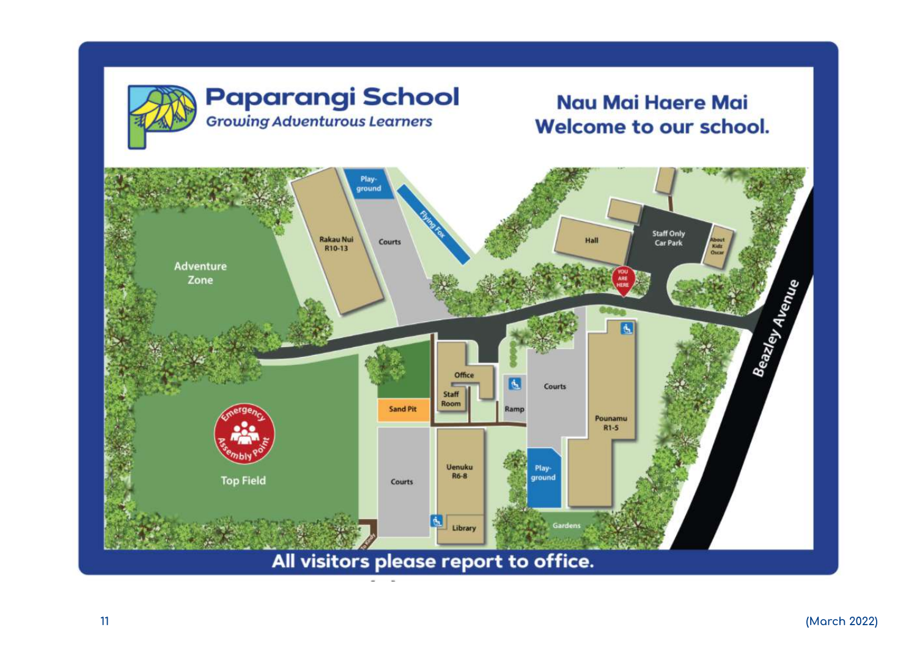# Paparangi School

*Growing Adventurous Learners*

## Nau Mai Haere Mai
## Welcome to our school.

Adventure Zone

Rakau Nui R10-13

Play-ground

Courts

Flying Fox

Hall

Staff Only Car Park

About Kidz Oscar

YOU ARE HERE

Beazley Avenue

Emergency Assembly Point

Top Field

Sand Pit

Office

Staff Room

Ramp

Courts

Pounamu R1-5

Courts

Uenuku R6-8

Library

Play-ground

Gardens

To Kindy

**All visitors please report to office.**

(March 2022)